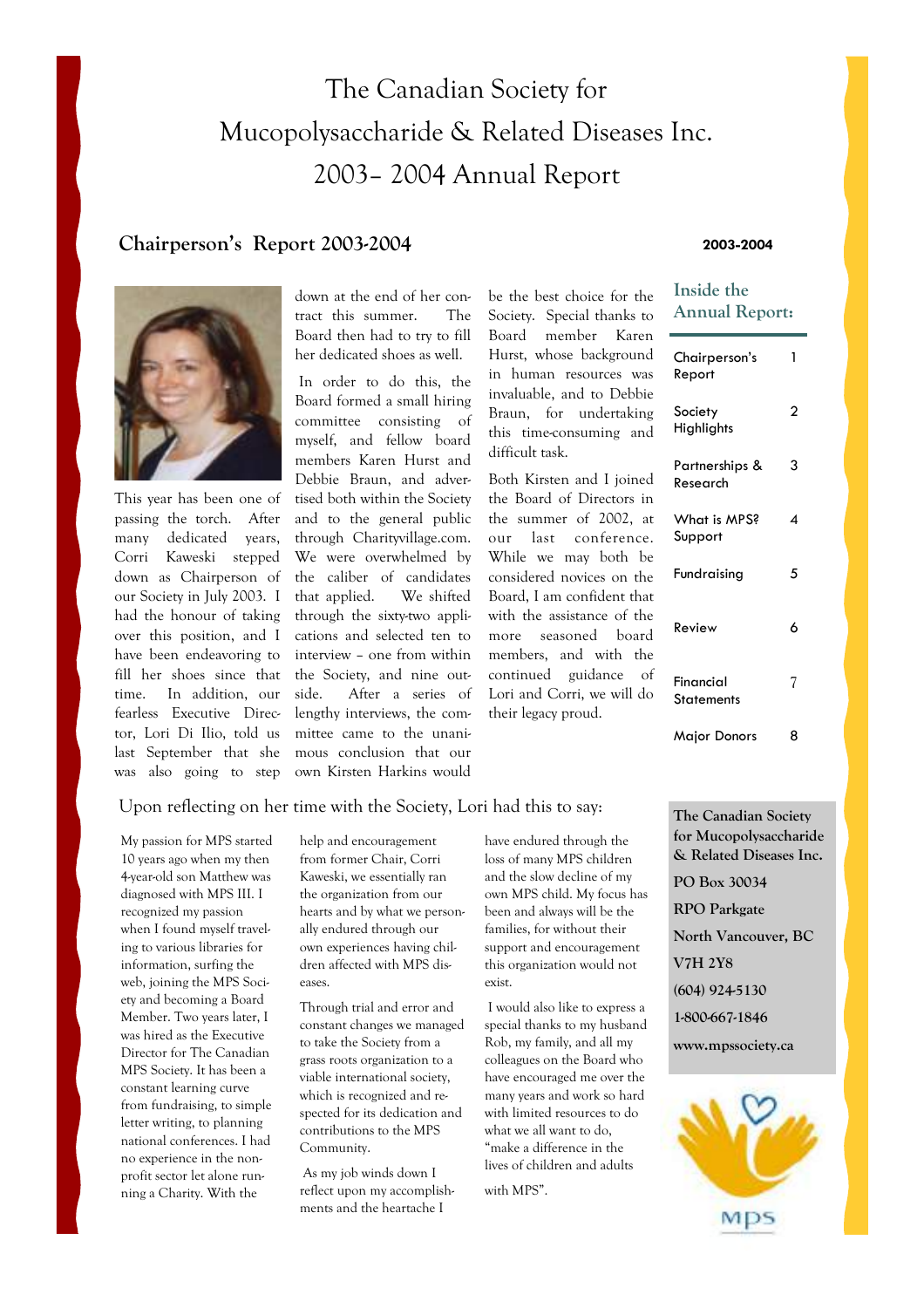# The Canadian Society for Mucopolysaccharide & Related Diseases Inc. 2003– 2004 Annual Report

## Chairperson's Report 2003-2004

This year has been one of passing the torch. After many dedicated years, Corri Kaweski stepped down as Chairperson of our Society in July 2003. I had the honour of taking over this position, and I have been endeavoring to fill her shoes since that time. In addition, our fearless Executive Director, Lori Di Ilio, told us last September that she was also going to step down at the end of her contract this summer. The Board then had to try to fill her dedicated shoes as well.

In order to do this, the Board formed a small hiring committee consisting of myself, and fellow board members Karen Hurst and Debbie Braun, and advertised both within the Society and to the general public through Charityvillage.com. We were overwhelmed by the caliber of candidates that applied. We shifted through the sixty-two applications and selected ten to interview – one from within the Society, and nine outside. After a series of lengthy interviews, the committee came to the unanimous conclusion that our own Kirsten Harkins would be the best choice for the Society. Special thanks to Board member Karen Hurst, whose background in human resources was invaluable, and to Debbie Braun, for undertaking this time-consuming and difficult task.

Both Kirsten and I joined the Board of Directors in the summer of 2002, at our last conference. While we may both be considered novices on the Board, I am confident that with the assistance of the more seasoned board members, and with the continued guidance of Lori and Corri, we will do their legacy proud.

Upon reflecting on her time with the Society, Lori had this to say:

My passion for MPS started 10 years ago when my then 4-year-old son Matthew was diagnosed with MPS III. I recognized my passion when I found myself traveling to various libraries for information, surfing the web, joining the MPS Society and becoming a Board Member. Two years later, I was hired as the Executive Director for The Canadian MPS Society. It has been a constant learning curve from fundraising, to simple letter writing, to planning national conferences. I had no experience in the non-profit sector let alone running a Charity. With the help and encouragement from former Chair, Corri Kaweski, we essentially ran the organization from our hearts and by what we personally endured through our own experiences having children affected with MPS diseases.

Through trial and error and constant changes we managed to take the Society from a grass roots organization to a viable international society, which is recognized and respected for its dedication and contributions to the MPS Community.

As my job winds down I reflect upon my accomplishments and the heartache I have endured through the loss of many MPS children and the slow decline of my own MPS child. My focus has been and always will be the families, for without their support and encouragement this organization would not exist.

I would also like to express a special thanks to my husband Rob, my family, and all my colleagues on the Board who have encouraged me over the many years and work so hard with limited resources to do what we all want to do, "make a difference in the lives of children and adults with MPS".

**2003-2004**

### Inside the Annual Report:

| Section | Page |
|---|---|
| Chairperson's Report | 1 |
| Society Highlights | 2 |
| Partnerships & Research | 3 |
| What is MPS? Support | 4 |
| Fundraising | 5 |
| Review | 6 |
| Financial Statements | 7 |
| Major Donors | 8 |

**The Canadian Society for Mucopolysaccharide & Related Diseases Inc.**

PO Box 30034

RPO Parkgate

North Vancouver, BC

V7H 2Y8

(604) 924-5130

1-800-667-1846

www.mpssociety.ca

MPS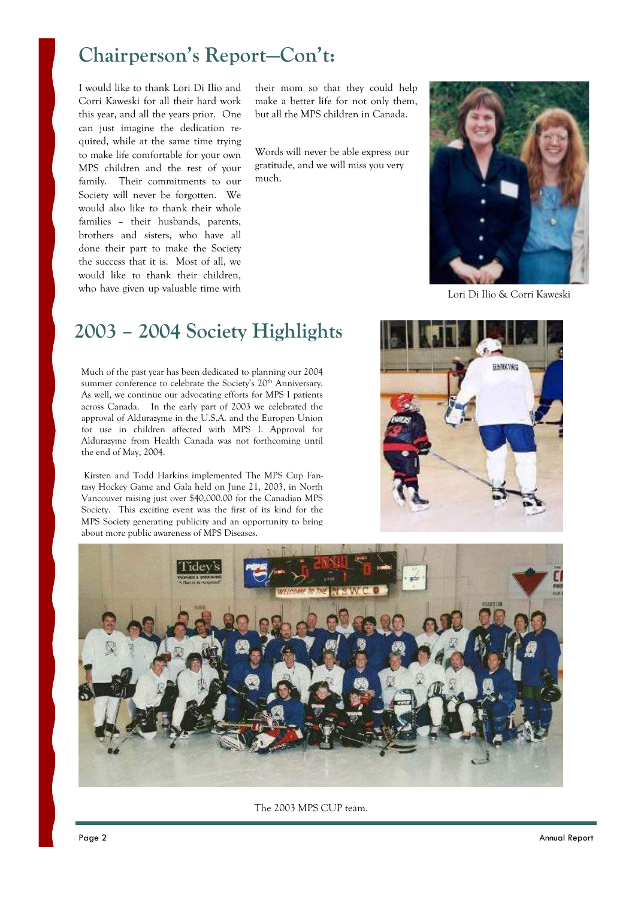# Chairperson's Report—Con't:

I would like to thank Lori Di Ilio and Corri Kaweski for all their hard work this year, and all the years prior. One can just imagine the dedication required, while at the same time trying to make life comfortable for your own MPS children and the rest of your family. Their commitments to our Society will never be forgotten. We would also like to thank their whole families – their husbands, parents, brothers and sisters, who have all done their part to make the Society the success that it is. Most of all, we would like to thank their children, who have given up valuable time with their mom so that they could help make a better life for not only them, but all the MPS children in Canada.

Words will never be able express our gratitude, and we will miss you very much.

Lori Di Ilio & Corri Kaweski

# 2003 – 2004 Society Highlights

Much of the past year has been dedicated to planning our 2004 summer conference to celebrate the Society's 20th Anniversary. As well, we continue our advocating efforts for MPS I patients across Canada. In the early part of 2003 we celebrated the approval of Aldurazyme in the U.S.A. and the Europen Union for use in children affected with MPS I. Approval for Aldurazyme from Health Canada was not forthcoming until the end of May, 2004.

Kirsten and Todd Harkins implemented The MPS Cup Fantasy Hockey Game and Gala held on June 21, 2003, in North Vancouver raising just over $40,000.00 for the Canadian MPS Society. This exciting event was the first of its kind for the MPS Society generating publicity and an opportunity to bring about more public awareness of MPS Diseases.

The 2003 MPS CUP team.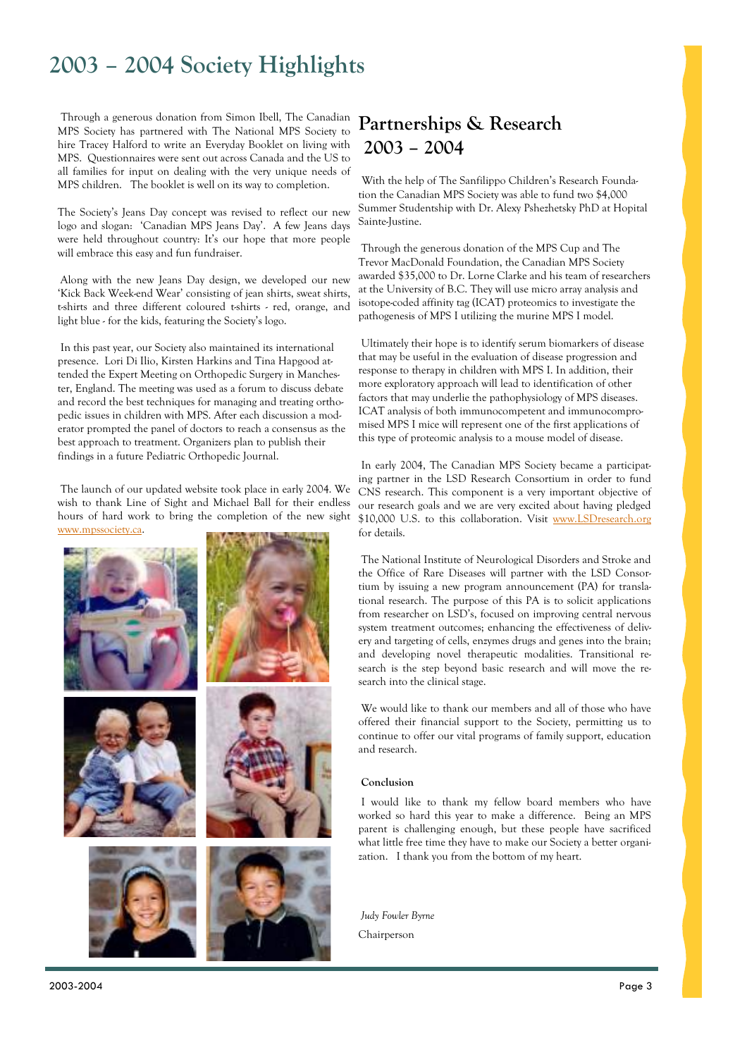# 2003 – 2004 Society Highlights

Through a generous donation from Simon Ibell, The Canadian MPS Society has partnered with The National MPS Society to hire Tracey Halford to write an Everyday Booklet on living with MPS. Questionnaires were sent out across Canada and the US to all families for input on dealing with the very unique needs of MPS children. The booklet is well on its way to completion.

The Society's Jeans Day concept was revised to reflect our new logo and slogan: 'Canadian MPS Jeans Day'. A few Jeans days were held throughout country: It's our hope that more people will embrace this easy and fun fundraiser.

Along with the new Jeans Day design, we developed our new 'Kick Back Week-end Wear' consisting of jean shirts, sweat shirts, t-shirts and three different coloured t-shirts - red, orange, and light blue - for the kids, featuring the Society's logo.

In this past year, our Society also maintained its international presence. Lori Di Ilio, Kirsten Harkins and Tina Hapgood attended the Expert Meeting on Orthopedic Surgery in Manchester, England. The meeting was used as a forum to discuss debate and record the best techniques for managing and treating orthopedic issues in children with MPS. After each discussion a moderator prompted the panel of doctors to reach a consensus as the best approach to treatment. Organizers plan to publish their findings in a future Pediatric Orthopedic Journal.

The launch of our updated website took place in early 2004. We wish to thank Line of Sight and Michael Ball for their endless hours of hard work to bring the completion of the new sight www.mpssociety.ca.

## Partnerships & Research 2003 – 2004

With the help of The Sanfilippo Children's Research Foundation the Canadian MPS Society was able to fund two $4,000 Summer Studentship with Dr. Alexy Pshezhetsky PhD at Hopital Sainte-Justine.

Through the generous donation of the MPS Cup and The Trevor MacDonald Foundation, the Canadian MPS Society awarded $35,000 to Dr. Lorne Clarke and his team of researchers at the University of B.C. They will use micro array analysis and isotope-coded affinity tag (ICAT) proteomics to investigate the pathogenesis of MPS I utilizing the murine MPS I model.

Ultimately their hope is to identify serum biomarkers of disease that may be useful in the evaluation of disease progression and response to therapy in children with MPS I. In addition, their more exploratory approach will lead to identification of other factors that may underlie the pathophysiology of MPS diseases. ICAT analysis of both immunocompetent and immunocompromised MPS I mice will represent one of the first applications of this type of proteomic analysis to a mouse model of disease.

In early 2004, The Canadian MPS Society became a participating partner in the LSD Research Consortium in order to fund CNS research. This component is a very important objective of our research goals and we are very excited about having pledged $10,000 U.S. to this collaboration. Visit www.LSDresearch.org for details.

The National Institute of Neurological Disorders and Stroke and the Office of Rare Diseases will partner with the LSD Consortium by issuing a new program announcement (PA) for translational research. The purpose of this PA is to solicit applications from researcher on LSD's, focused on improving central nervous system treatment outcomes; enhancing the effectiveness of delivery and targeting of cells, enzymes drugs and genes into the brain; and developing novel therapeutic modalities. Transitional research is the step beyond basic research and will move the research into the clinical stage.

We would like to thank our members and all of those who have offered their financial support to the Society, permitting us to continue to offer our vital programs of family support, education and research.

**Conclusion**

I would like to thank my fellow board members who have worked so hard this year to make a difference. Being an MPS parent is challenging enough, but these people have sacrificed what little free time they have to make our Society a better organization. I thank you from the bottom of my heart.

*Judy Fowler Byrne*

Chairperson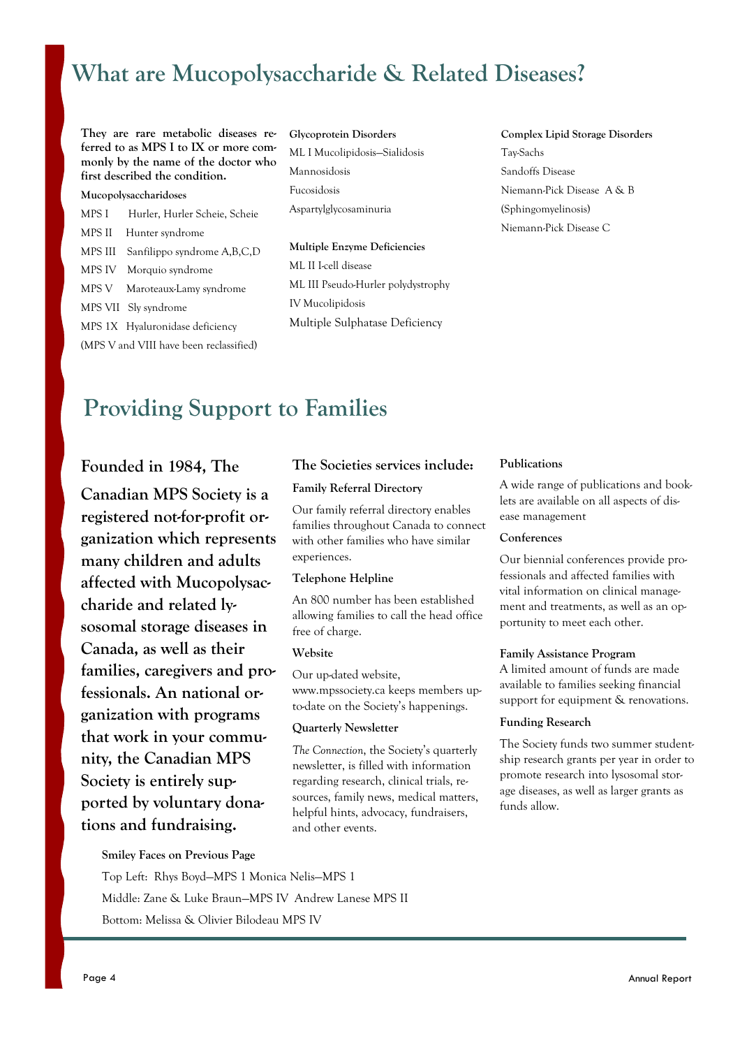# What are Mucopolysaccharide & Related Diseases?

**They are rare metabolic diseases referred to as MPS I to IX or more commonly by the name of the doctor who first described the condition.**

**Mucopolysaccharidoses**

MPS I Hurler, Hurler Scheie, Scheie

MPS II Hunter syndrome

MPS III Sanfilippo syndrome A,B,C,D

MPS IV Morquio syndrome

MPS V Maroteaux-Lamy syndrome

MPS VII Sly syndrome

MPS 1X Hyaluronidase deficiency

(MPS V and VIII have been reclassified)

**Glycoprotein Disorders**

ML I Mucolipidosis—Sialidosis

Mannosidosis

Fucosidosis

Aspartylglycosaminuria

**Multiple Enzyme Deficiencies**

ML II I-cell disease

ML III Pseudo-Hurler polydystrophy

IV Mucolipidosis

Multiple Sulphatase Deficiency

**Complex Lipid Storage Disorders**

Tay-Sachs

Sandoffs Disease

Niemann-Pick Disease A & B

(Sphingomyelinosis)

Niemann-Pick Disease C

# Providing Support to Families

**Founded in 1984, The Canadian MPS Society is a registered not-for-profit organization which represents many children and adults affected with Mucopolysaccharide and related lysosomal storage diseases in Canada, as well as their families, caregivers and professionals. An national organization with programs that work in your community, the Canadian MPS Society is entirely supported by voluntary donations and fundraising.**

## The Societies services include:

**Family Referral Directory**

Our family referral directory enables families throughout Canada to connect with other families who have similar experiences.

**Telephone Helpline**

An 800 number has been established allowing families to call the head office free of charge.

**Website**

Our up-dated website, www.mpssociety.ca keeps members up-to-date on the Society's happenings.

**Quarterly Newsletter**

*The Connection*, the Society's quarterly newsletter, is filled with information regarding research, clinical trials, resources, family news, medical matters, helpful hints, advocacy, fundraisers, and other events.

**Publications**

A wide range of publications and booklets are available on all aspects of disease management

**Conferences**

Our biennial conferences provide professionals and affected families with vital information on clinical management and treatments, as well as an opportunity to meet each other.

**Family Assistance Program**

A limited amount of funds are made available to families seeking financial support for equipment & renovations.

**Funding Research**

The Society funds two summer studentship research grants per year in order to promote research into lysosomal storage diseases, as well as larger grants as funds allow.

**Smiley Faces on Previous Page**

Top Left: Rhys Boyd—MPS 1 Monica Nelis—MPS 1

Middle: Zane & Luke Braun—MPS IV Andrew Lanese MPS II

Bottom: Melissa & Olivier Bilodeau MPS IV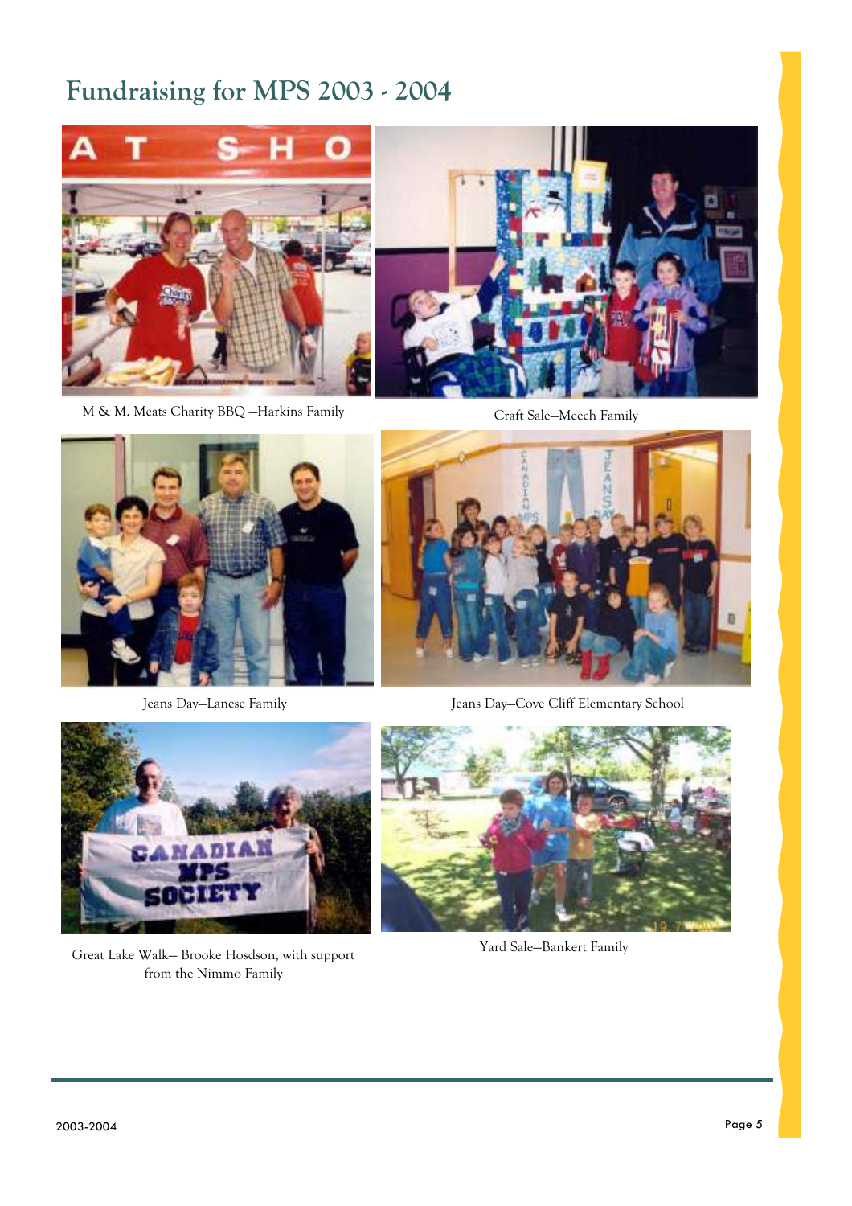# Fundraising for MPS 2003 - 2004

M & M. Meats Charity BBQ —Harkins Family

Craft Sale—Meech Family

Jeans Day—Lanese Family

Jeans Day—Cove Cliff Elementary School

Great Lake Walk— Brooke Hosdson, with support from the Nimmo Family

Yard Sale—Bankert Family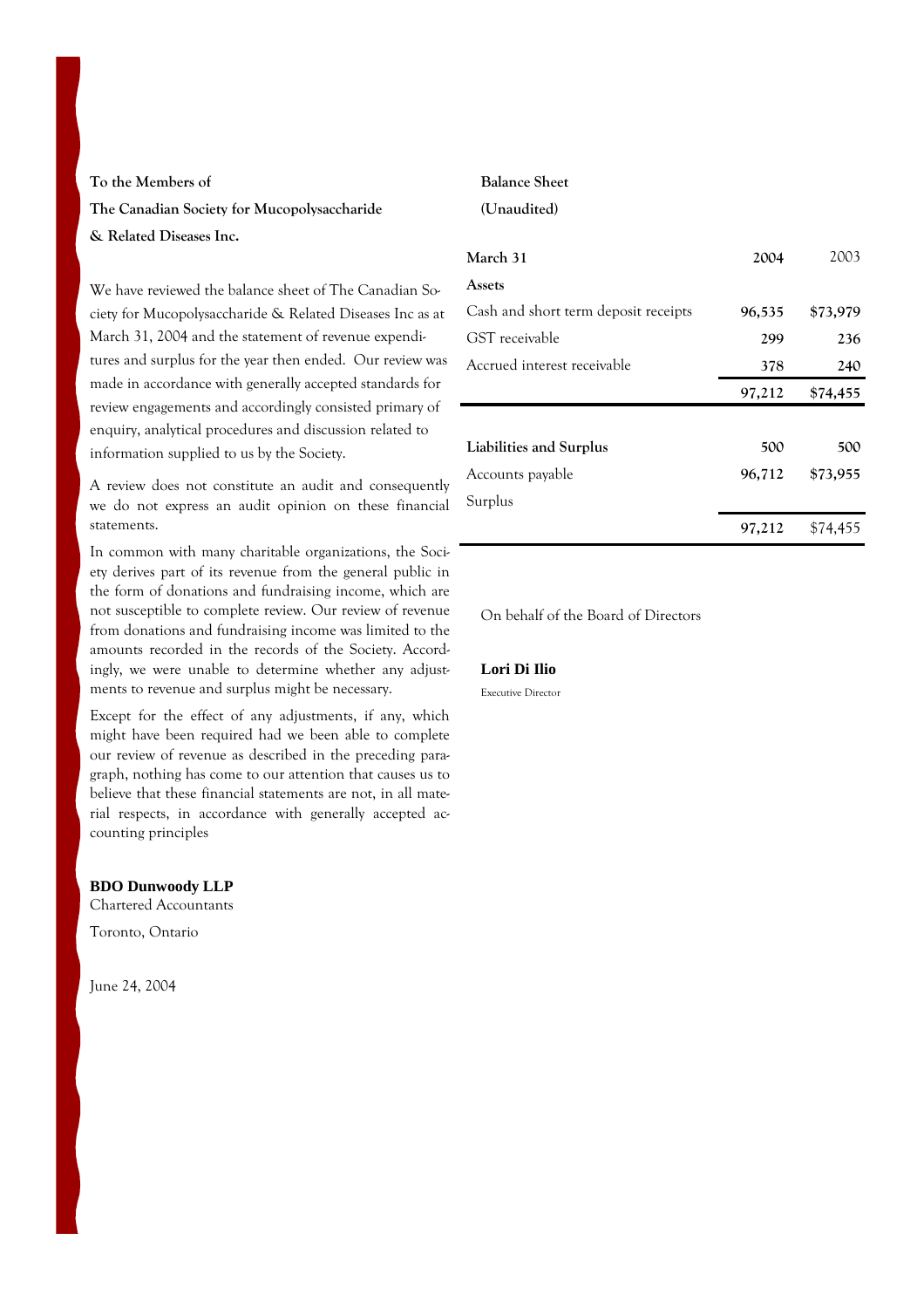**To the Members of**

**The Canadian Society for Mucopolysaccharide & Related Diseases Inc.**

We have reviewed the balance sheet of The Canadian Society for Mucopolysaccharide & Related Diseases Inc as at March 31, 2004 and the statement of revenue expenditures and surplus for the year then ended. Our review was made in accordance with generally accepted standards for review engagements and accordingly consisted primary of enquiry, analytical procedures and discussion related to information supplied to us by the Society.

A review does not constitute an audit and consequently we do not express an audit opinion on these financial statements.

In common with many charitable organizations, the Society derives part of its revenue from the general public in the form of donations and fundraising income, which are not susceptible to complete review. Our review of revenue from donations and fundraising income was limited to the amounts recorded in the records of the Society. Accordingly, we were unable to determine whether any adjustments to revenue and surplus might be necessary.

Except for the effect of any adjustments, if any, which might have been required had we been able to complete our review of revenue as described in the preceding paragraph, nothing has come to our attention that causes us to believe that these financial statements are not, in all material respects, in accordance with generally accepted accounting principles

**BDO Dunwoody LLP**
Chartered Accountants

Toronto, Ontario

June 24, 2004

**Balance Sheet**

**(Unaudited)**

| **March 31** | **2004** | 2003 |
|---|---|---|
| **Assets** | | |
| Cash and short term deposit receipts | **96,535** | **$73,979** |
| GST receivable | **299** | **236** |
| Accrued interest receivable | **378** | **240** |
| | **97,212** | **$74,455** |
| **Liabilities and Surplus** | **500** | **500** |
| Accounts payable | **96,712** | **$73,955** |
| Surplus | | |
| | **97,212** | $74,455 |

On behalf of the Board of Directors

**Lori Di Ilio**
Executive Director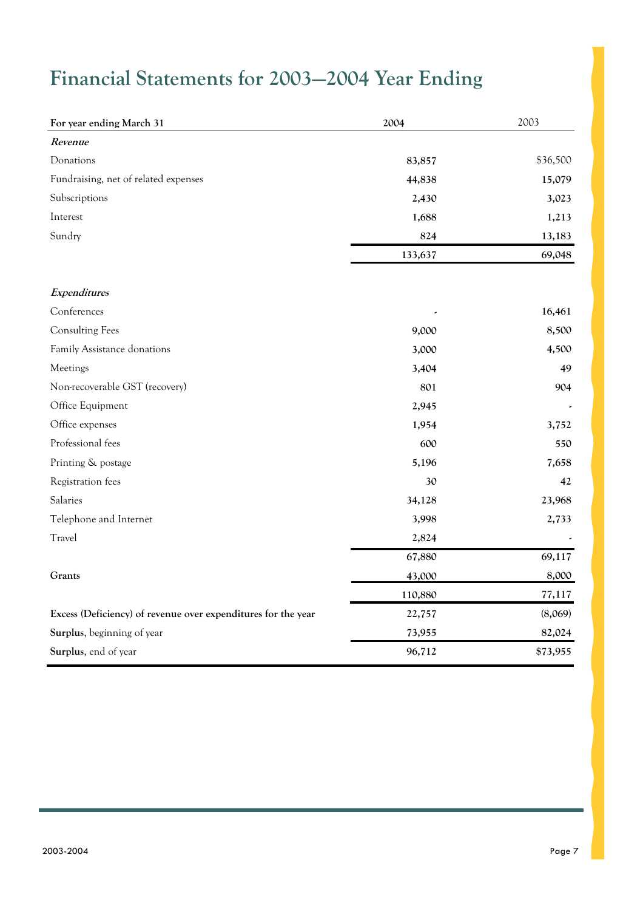# Financial Statements for 2003—2004 Year Ending

| For year ending March 31 | 2004 | 2003 |
|---|---|---|
| ***Revenue*** | | |
| Donations | 83,857 | $36,500 |
| Fundraising, net of related expenses | 44,838 | 15,079 |
| Subscriptions | 2,430 | 3,023 |
| Interest | 1,688 | 1,213 |
| Sundry | 824 | 13,183 |
| | 133,637 | 69,048 |
| | | |
| ***Expenditures*** | | |
| Conferences | - | 16,461 |
| Consulting Fees | 9,000 | 8,500 |
| Family Assistance donations | 3,000 | 4,500 |
| Meetings | 3,404 | 49 |
| Non-recoverable GST (recovery) | 801 | 904 |
| Office Equipment | 2,945 | - |
| Office expenses | 1,954 | 3,752 |
| Professional fees | 600 | 550 |
| Printing & postage | 5,196 | 7,658 |
| Registration fees | 30 | 42 |
| Salaries | 34,128 | 23,968 |
| Telephone and Internet | 3,998 | 2,733 |
| Travel | 2,824 | - |
| | 67,880 | 69,117 |
| **Grants** | 43,000 | 8,000 |
| | 110,880 | 77,117 |
| **Excess (Deficiency) of revenue over expenditures for the year** | 22,757 | (8,069) |
| **Surplus**, beginning of year | 73,955 | 82,024 |
| **Surplus**, end of year | 96,712 | $73,955 |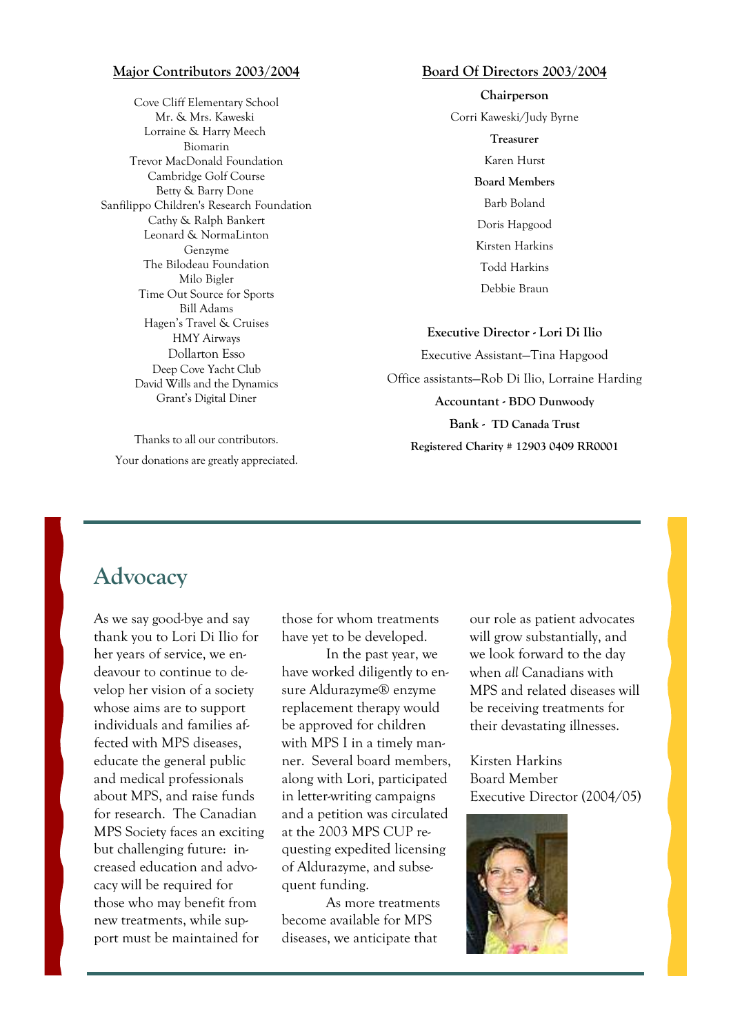## Major Contributors 2003/2004

Cove Cliff Elementary School
Mr. & Mrs. Kaweski
Lorraine & Harry Meech
Biomarin
Trevor MacDonald Foundation
Cambridge Golf Course
Betty & Barry Done
Sanfilippo Children's Research Foundation
Cathy & Ralph Bankert
Leonard & NormaLinton
Genzyme
The Bilodeau Foundation
Milo Bigler
Time Out Source for Sports
Bill Adams
Hagen's Travel & Cruises
HMY Airways
Dollarton Esso
Deep Cove Yacht Club
David Wills and the Dynamics
Grant's Digital Diner

Thanks to all our contributors.

Your donations are greatly appreciated.

## Board Of Directors 2003/2004

**Chairperson**

Corri Kaweski/Judy Byrne

**Treasurer**

Karen Hurst

**Board Members**

Barb Boland

Doris Hapgood

Kirsten Harkins

Todd Harkins

Debbie Braun

**Executive Director - Lori Di Ilio**

Executive Assistant—Tina Hapgood

Office assistants—Rob Di Ilio, Lorraine Harding

**Accountant - BDO Dunwoody**

**Bank - TD Canada Trust**

**Registered Charity # 12903 0409 RR0001**

# Advocacy

As we say good-bye and say thank you to Lori Di Ilio for her years of service, we endeavour to continue to develop her vision of a society whose aims are to support individuals and families affected with MPS diseases, educate the general public and medical professionals about MPS, and raise funds for research. The Canadian MPS Society faces an exciting but challenging future: increased education and advocacy will be required for those who may benefit from new treatments, while support must be maintained for those for whom treatments have yet to be developed.

In the past year, we have worked diligently to ensure Aldurazyme® enzyme replacement therapy would be approved for children with MPS I in a timely manner. Several board members, along with Lori, participated in letter-writing campaigns and a petition was circulated at the 2003 MPS CUP requesting expedited licensing of Aldurazyme, and subsequent funding.

As more treatments become available for MPS diseases, we anticipate that our role as patient advocates will grow substantially, and we look forward to the day when *all* Canadians with MPS and related diseases will be receiving treatments for their devastating illnesses.

Kirsten Harkins
Board Member
Executive Director (2004/05)